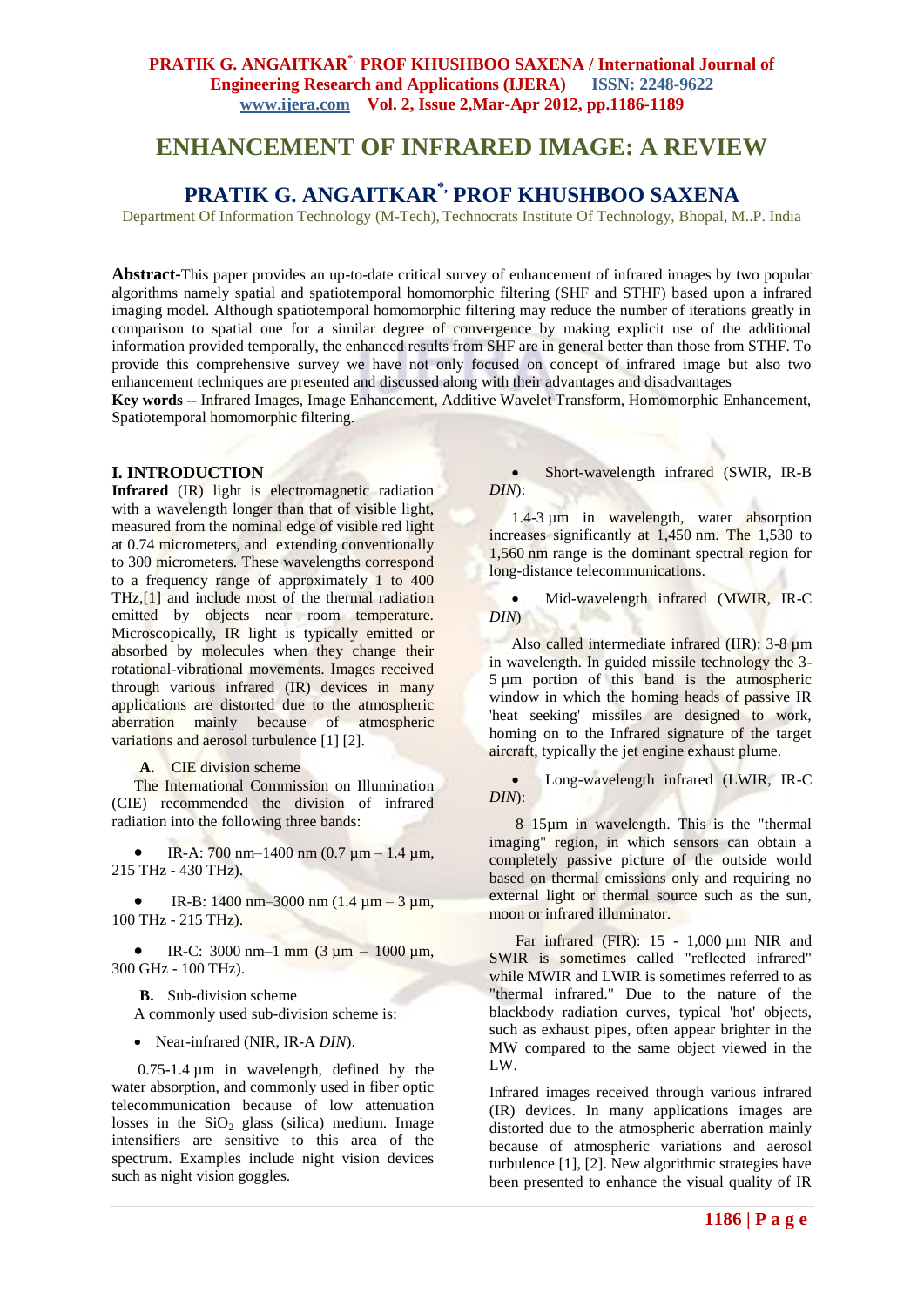# ENHANCEMENT OF INFRARED IMAGE: A REVIEW

## PRATIK G. ANGAITKAR[*], PROF KHUSHBOO SAXENA

Department Of Information Technology (M-Tech), Technocrats Institute Of Technology, Bhopal, M..P. India

**Abstract-**This paper provides an up-to-date critical survey of enhancement of infrared images by two popular algorithms namely spatial and spatiotemporal homomorphic filtering (SHF and STHF) based upon a infrared imaging model. Although spatiotemporal homomorphic filtering may reduce the number of iterations greatly in comparison to spatial one for a similar degree of convergence by making explicit use of the additional information provided temporally, the enhanced results from SHF are in general better than those from STHF. To provide this comprehensive survey we have not only focused on concept of infrared image but also two enhancement techniques are presented and discussed along with their advantages and disadvantages

**Key words** -- Infrared Images, Image Enhancement, Additive Wavelet Transform, Homomorphic Enhancement, Spatiotemporal homomorphic filtering.

### I. INTRODUCTION

**Infrared** (IR) light is electromagnetic radiation with a wavelength longer than that of visible light, measured from the nominal edge of visible red light at 0.74 micrometers, and extending conventionally to 300 micrometers. These wavelengths correspond to a frequency range of approximately 1 to 400 THz,[1] and include most of the thermal radiation emitted by objects near room temperature. Microscopically, IR light is typically emitted or absorbed by molecules when they change their rotational-vibrational movements. Images received through various infrared (IR) devices in many applications are distorted due to the atmospheric aberration mainly because of atmospheric variations and aerosol turbulence [1] [2].

**A.** CIE division scheme

The International Commission on Illumination (CIE) recommended the division of infrared radiation into the following three bands:

- IR-A: 700 nm–1400 nm (0.7 µm – 1.4 µm, 215 THz - 430 THz).
- IR-B: 1400 nm–3000 nm (1.4 µm – 3 µm, 100 THz - 215 THz).
- IR-C: 3000 nm–1 mm (3 µm – 1000 µm, 300 GHz - 100 THz).

**B.** Sub-division scheme

A commonly used sub-division scheme is:

- Near-infrared (NIR, IR-A *DIN*).

0.75-1.4 µm in wavelength, defined by the water absorption, and commonly used in fiber optic telecommunication because of low attenuation losses in the $SiO_2$ glass (silica) medium. Image intensifiers are sensitive to this area of the spectrum. Examples include night vision devices such as night vision goggles.

- Short-wavelength infrared (SWIR, IR-B *DIN*):

1.4-3 µm in wavelength, water absorption increases significantly at 1,450 nm. The 1,530 to 1,560 nm range is the dominant spectral region for long-distance telecommunications.

- Mid-wavelength infrared (MWIR, IR-C *DIN*)

Also called intermediate infrared (IIR): 3-8 µm in wavelength. In guided missile technology the 3-5 µm portion of this band is the atmospheric window in which the homing heads of passive IR 'heat seeking' missiles are designed to work, homing on to the Infrared signature of the target aircraft, typically the jet engine exhaust plume.

- Long-wavelength infrared (LWIR, IR-C *DIN*):

8–15µm in wavelength. This is the "thermal imaging" region, in which sensors can obtain a completely passive picture of the outside world based on thermal emissions only and requiring no external light or thermal source such as the sun, moon or infrared illuminator.

Far infrared (FIR): 15 - 1,000 µm NIR and SWIR is sometimes called "reflected infrared" while MWIR and LWIR is sometimes referred to as "thermal infrared." Due to the nature of the blackbody radiation curves, typical 'hot' objects, such as exhaust pipes, often appear brighter in the MW compared to the same object viewed in the LW.

Infrared images received through various infrared (IR) devices. In many applications images are distorted due to the atmospheric aberration mainly because of atmospheric variations and aerosol turbulence [1], [2]. New algorithmic strategies have been presented to enhance the visual quality of IR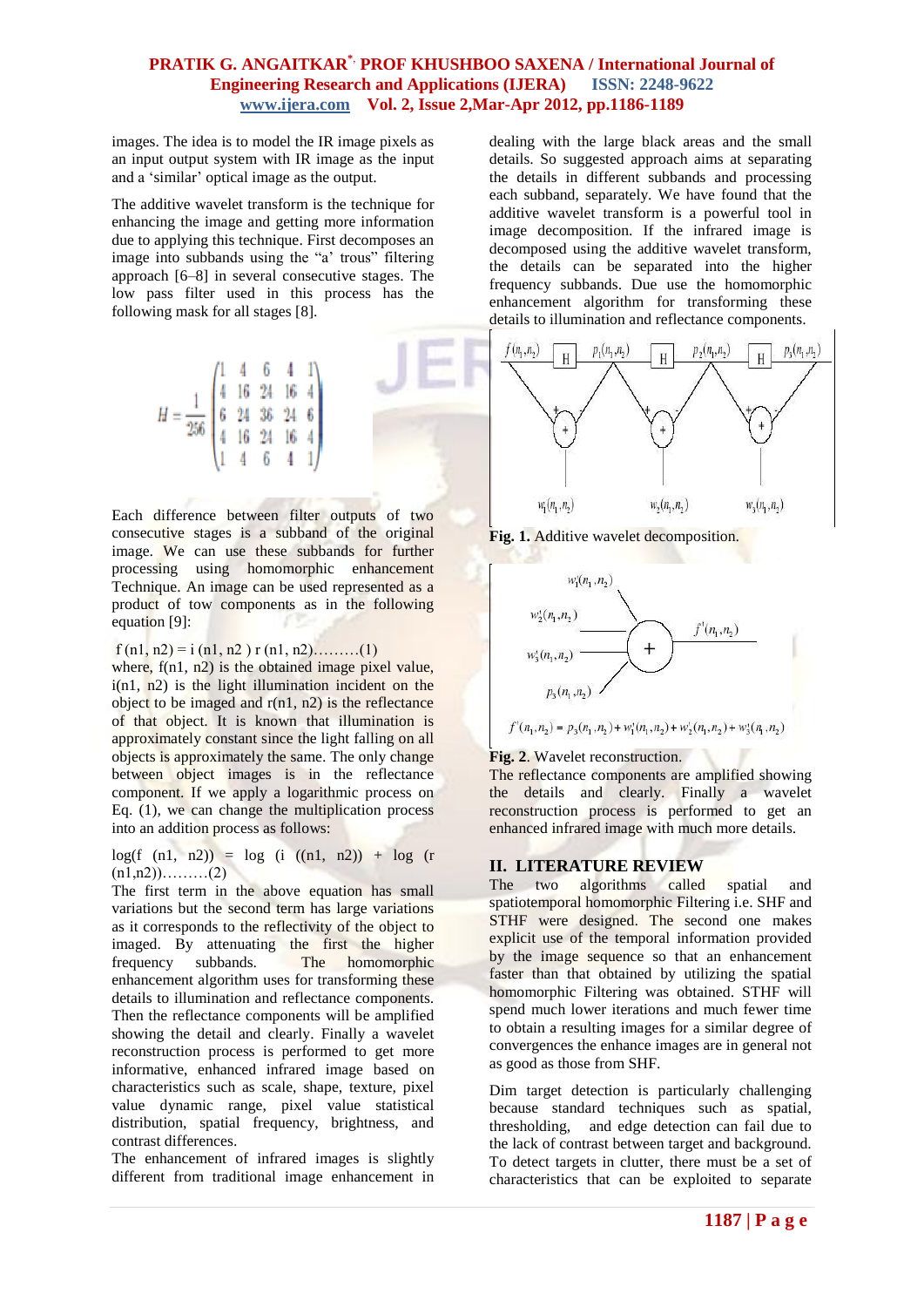images. The idea is to model the IR image pixels as an input output system with IR image as the input and a 'similar' optical image as the output.

The additive wavelet transform is the technique for enhancing the image and getting more information due to applying this technique. First decomposes an image into subbands using the "a' trous" filtering approach [6–8] in several consecutive stages. The low pass filter used in this process has the following mask for all stages [8].

$$H = \frac{1}{256}\begin{pmatrix} 1 & 4 & 6 & 4 & 1 \\ 4 & 16 & 24 & 16 & 4 \\ 6 & 24 & 36 & 24 & 6 \\ 4 & 16 & 24 & 16 & 4 \\ 1 & 4 & 6 & 4 & 1 \end{pmatrix}$$

Each difference between filter outputs of two consecutive stages is a subband of the original image. We can use these subbands for further processing using homomorphic enhancement Technique. An image can be used represented as a product of tow components as in the following equation [9]:

f (n1, n2) = i (n1, n2 ) r (n1, n2)………(1)

where, f(n1, n2) is the obtained image pixel value, i(n1, n2) is the light illumination incident on the object to be imaged and r(n1, n2) is the reflectance of that object. It is known that illumination is approximately constant since the light falling on all objects is approximately the same. The only change between object images is in the reflectance component. If we apply a logarithmic process on Eq. (1), we can change the multiplication process into an addition process as follows:

log(f (n1, n2)) = log (i ((n1, n2)) + log (r (n1,n2))………(2)

The first term in the above equation has small variations but the second term has large variations as it corresponds to the reflectivity of the object to imaged. By attenuating the first the higher frequency subbands. The homomorphic enhancement algorithm uses for transforming these details to illumination and reflectance components. Then the reflectance components will be amplified showing the detail and clearly. Finally a wavelet reconstruction process is performed to get more informative, enhanced infrared image based on characteristics such as scale, shape, texture, pixel value dynamic range, pixel value statistical distribution, spatial frequency, brightness, and contrast differences.

The enhancement of infrared images is slightly different from traditional image enhancement in dealing with the large black areas and the small details. So suggested approach aims at separating the details in different subbands and processing each subband, separately. We have found that the additive wavelet transform is a powerful tool in image decomposition. If the infrared image is decomposed using the additive wavelet transform, the details can be separated into the higher frequency subbands. Due use the homomorphic enhancement algorithm for transforming these details to illumination and reflectance components.

**Fig. 1.** Additive wavelet decomposition.

$$f'(n_1,n_2) = p_3(n_1,n_2) + w_1'(n_1,n_2) + w_2'(n_1,n_2) + w_3'(n_1,n_2)$$

**Fig. 2**. Wavelet reconstruction.

The reflectance components are amplified showing the details and clearly. Finally a wavelet reconstruction process is performed to get an enhanced infrared image with much more details.

## II. LITERATURE REVIEW

The two algorithms called spatial and spatiotemporal homomorphic Filtering i.e. SHF and STHF were designed. The second one makes explicit use of the temporal information provided by the image sequence so that an enhancement faster than that obtained by utilizing the spatial homomorphic Filtering was obtained. STHF will spend much lower iterations and much fewer time to obtain a resulting images for a similar degree of convergences the enhance images are in general not as good as those from SHF.

Dim target detection is particularly challenging because standard techniques such as spatial, thresholding, and edge detection can fail due to the lack of contrast between target and background. To detect targets in clutter, there must be a set of characteristics that can be exploited to separate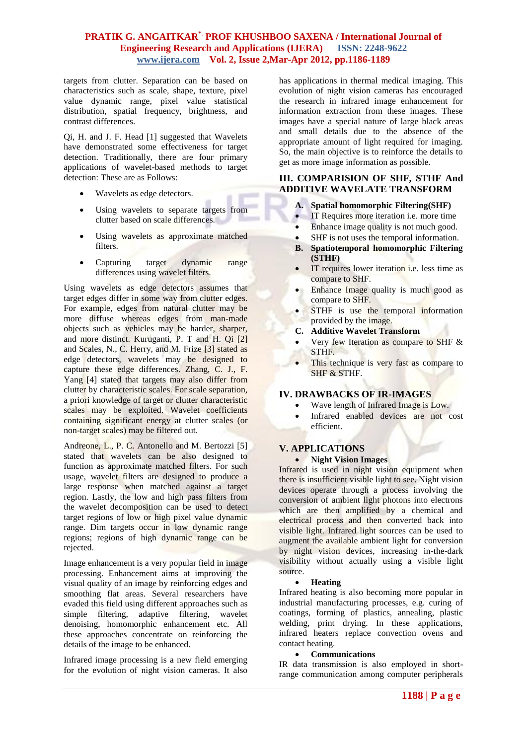targets from clutter. Separation can be based on characteristics such as scale, shape, texture, pixel value dynamic range, pixel value statistical distribution, spatial frequency, brightness, and contrast differences.

Qi, H. and J. F. Head [1] suggested that Wavelets have demonstrated some effectiveness for target detection. Traditionally, there are four primary applications of wavelet-based methods to target detection: These are as Follows:

- Wavelets as edge detectors.
- Using wavelets to separate targets from clutter based on scale differences.
- Using wavelets as approximate matched filters.
- Capturing target dynamic range differences using wavelet filters.

Using wavelets as edge detectors assumes that target edges differ in some way from clutter edges. For example, edges from natural clutter may be more diffuse whereas edges from man-made objects such as vehicles may be harder, sharper, and more distinct. Kuruganti, P. T and H. Qi [2] and Scales, N., C. Herry, and M. Frize [3] stated as edge detectors, wavelets may be designed to capture these edge differences. Zhang, C. J., F. Yang [4] stated that targets may also differ from clutter by characteristic scales. For scale separation, a priori knowledge of target or clutter characteristic scales may be exploited. Wavelet coefficients containing significant energy at clutter scales (or non-target scales) may be filtered out.

Andreone, L., P. C. Antonello and M. Bertozzi [5] stated that wavelets can be also designed to function as approximate matched filters. For such usage, wavelet filters are designed to produce a large response when matched against a target region. Lastly, the low and high pass filters from the wavelet decomposition can be used to detect target regions of low or high pixel value dynamic range. Dim targets occur in low dynamic range regions; regions of high dynamic range can be rejected.

Image enhancement is a very popular field in image processing. Enhancement aims at improving the visual quality of an image by reinforcing edges and smoothing flat areas. Several researchers have evaded this field using different approaches such as simple filtering, adaptive filtering, wavelet denoising, homomorphic enhancement etc. All these approaches concentrate on reinforcing the details of the image to be enhanced.

Infrared image processing is a new field emerging for the evolution of night vision cameras. It also has applications in thermal medical imaging. This evolution of night vision cameras has encouraged the research in infrared image enhancement for information extraction from these images. These images have a special nature of large black areas and small details due to the absence of the appropriate amount of light required for imaging. So, the main objective is to reinforce the details to get as more image information as possible.

## III. COMPARISION OF SHF, STHF And ADDITIVE WAVELATE TRANSFORM

**A. Spatial homomorphic Filtering(SHF)**

- IT Requires more iteration i.e. more time
- Enhance image quality is not much good.
- SHF is not uses the temporal information.

**B. Spatiotemporal homomorphic Filtering (STHF)**

- IT requires lower iteration i.e. less time as compare to SHF.
- Enhance Image quality is much good as compare to SHF.
- STHF is use the temporal information provided by the image.

**C. Additive Wavelet Transform**

- Very few Iteration as compare to SHF & STHF.
- This technique is very fast as compare to SHF & STHF.

## IV. DRAWBACKS OF IR-IMAGES

- Wave length of Infrared Image is Low.
- Infrared enabled devices are not cost efficient.

## V. APPLICATIONS

- **Night Vision Images**

Infrared is used in night vision equipment when there is insufficient visible light to see. Night vision devices operate through a process involving the conversion of ambient light photons into electrons which are then amplified by a chemical and electrical process and then converted back into visible light. Infrared light sources can be used to augment the available ambient light for conversion by night vision devices, increasing in-the-dark visibility without actually using a visible light source.

- **Heating**

Infrared heating is also becoming more popular in industrial manufacturing processes, e.g. curing of coatings, forming of plastics, annealing, plastic welding, print drying. In these applications, infrared heaters replace convection ovens and contact heating.

- **Communications**

IR data transmission is also employed in short-range communication among computer peripherals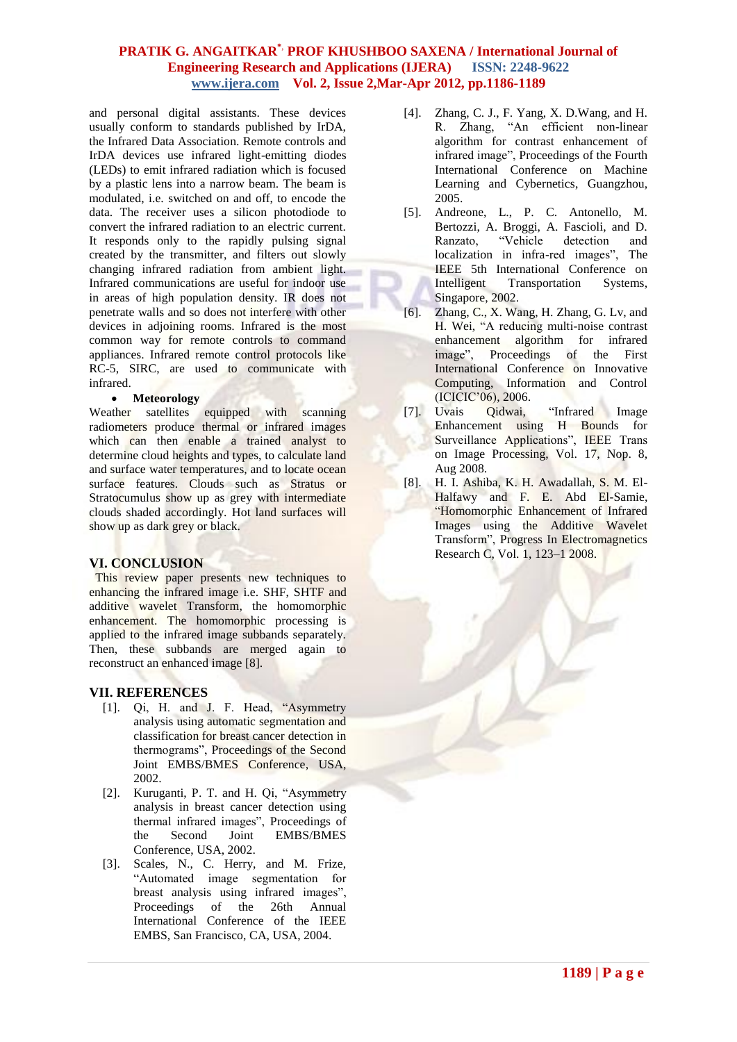and personal digital assistants. These devices usually conform to standards published by IrDA, the Infrared Data Association. Remote controls and IrDA devices use infrared light-emitting diodes (LEDs) to emit infrared radiation which is focused by a plastic lens into a narrow beam. The beam is modulated, i.e. switched on and off, to encode the data. The receiver uses a silicon photodiode to convert the infrared radiation to an electric current. It responds only to the rapidly pulsing signal created by the transmitter, and filters out slowly changing infrared radiation from ambient light. Infrared communications are useful for indoor use in areas of high population density. IR does not penetrate walls and so does not interfere with other devices in adjoining rooms. Infrared is the most common way for remote controls to command appliances. Infrared remote control protocols like RC-5, SIRC, are used to communicate with infrared.

- **Meteorology**

Weather satellites equipped with scanning radiometers produce thermal or infrared images which can then enable a trained analyst to determine cloud heights and types, to calculate land and surface water temperatures, and to locate ocean surface features. Clouds such as Stratus or Stratocumulus show up as grey with intermediate clouds shaded accordingly. Hot land surfaces will show up as dark grey or black.

## VI. CONCLUSION

This review paper presents new techniques to enhancing the infrared image i.e. SHF, SHTF and additive wavelet Transform, the homomorphic enhancement. The homomorphic processing is applied to the infrared image subbands separately. Then, these subbands are merged again to reconstruct an enhanced image [8].

## VII. REFERENCES

[1]. Qi, H. and J. F. Head, "Asymmetry analysis using automatic segmentation and classification for breast cancer detection in thermograms", Proceedings of the Second Joint EMBS/BMES Conference, USA, 2002.

[2]. Kuruganti, P. T. and H. Qi, "Asymmetry analysis in breast cancer detection using thermal infrared images", Proceedings of the Second Joint EMBS/BMES Conference, USA, 2002.

[3]. Scales, N., C. Herry, and M. Frize, "Automated image segmentation for breast analysis using infrared images", Proceedings of the 26th Annual International Conference of the IEEE EMBS, San Francisco, CA, USA, 2004.

[4]. Zhang, C. J., F. Yang, X. D.Wang, and H. R. Zhang, "An efficient non-linear algorithm for contrast enhancement of infrared image", Proceedings of the Fourth International Conference on Machine Learning and Cybernetics, Guangzhou, 2005.

[5]. Andreone, L., P. C. Antonello, M. Bertozzi, A. Broggi, A. Fascioli, and D. Ranzato, "Vehicle detection and localization in infra-red images", The IEEE 5th International Conference on Intelligent Transportation Systems, Singapore, 2002.

[6]. Zhang, C., X. Wang, H. Zhang, G. Lv, and H. Wei, "A reducing multi-noise contrast enhancement algorithm for infrared image", Proceedings of the First International Conference on Innovative Computing, Information and Control (ICICIC'06), 2006.

[7]. Uvais Qidwai, "Infrared Image Enhancement using H Bounds for Surveillance Applications", IEEE Trans on Image Processing, Vol. 17, Nop. 8, Aug 2008.

[8]. H. I. Ashiba, K. H. Awadallah, S. M. El-Halfawy and F. E. Abd El-Samie, "Homomorphic Enhancement of Infrared Images using the Additive Wavelet Transform", Progress In Electromagnetics Research C, Vol. 1, 123–1 2008.